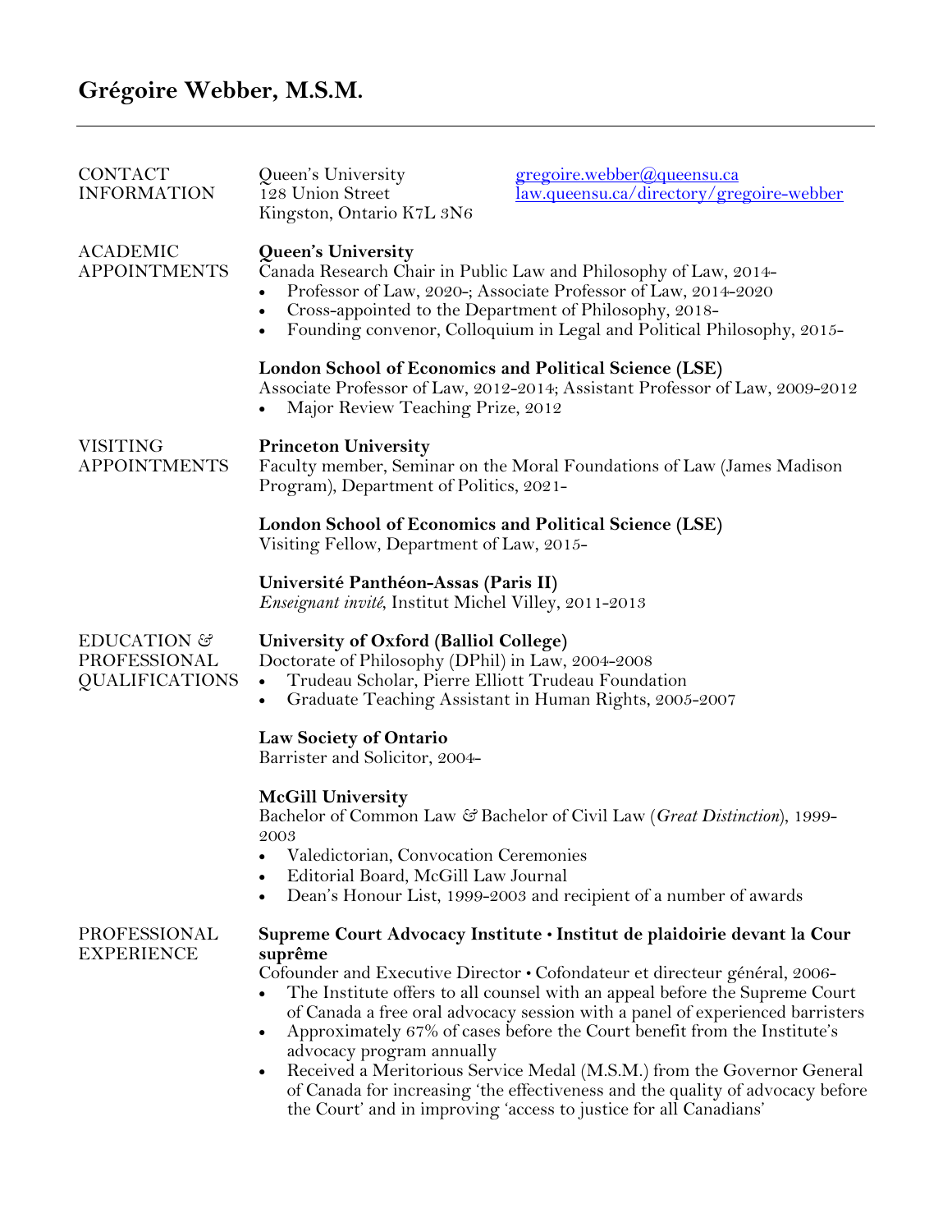# Grégoire Webber, M.S.M.

---

## CONTACT INFORMATION

Queen's University
128 Union Street
Kingston, Ontario K7L 3N6

gregoire.webber@queensu.ca
law.queensu.ca/directory/gregoire-webber

## ACADEMIC APPOINTMENTS

**Queen's University**
Canada Research Chair in Public Law and Philosophy of Law, 2014-

- Professor of Law, 2020-; Associate Professor of Law, 2014-2020
- Cross-appointed to the Department of Philosophy, 2018-
- Founding convenor, Colloquium in Legal and Political Philosophy, 2015-

**London School of Economics and Political Science (LSE)**
Associate Professor of Law, 2012-2014; Assistant Professor of Law, 2009-2012

- Major Review Teaching Prize, 2012

## VISITING APPOINTMENTS

**Princeton University**
Faculty member, Seminar on the Moral Foundations of Law (James Madison Program), Department of Politics, 2021-

**London School of Economics and Political Science (LSE)**
Visiting Fellow, Department of Law, 2015-

**Université Panthéon-Assas (Paris II)**
*Enseignant invité*, Institut Michel Villey, 2011-2013

## EDUCATION & PROFESSIONAL QUALIFICATIONS

**University of Oxford (Balliol College)**
Doctorate of Philosophy (DPhil) in Law, 2004-2008

- Trudeau Scholar, Pierre Elliott Trudeau Foundation
- Graduate Teaching Assistant in Human Rights, 2005-2007

**Law Society of Ontario**
Barrister and Solicitor, 2004-

**McGill University**
Bachelor of Common Law & Bachelor of Civil Law (*Great Distinction*), 1999-2003

- Valedictorian, Convocation Ceremonies
- Editorial Board, McGill Law Journal
- Dean's Honour List, 1999-2003 and recipient of a number of awards

## PROFESSIONAL EXPERIENCE

**Supreme Court Advocacy Institute • Institut de plaidoirie devant la Cour suprême**
Cofounder and Executive Director • Cofondateur et directeur général, 2006-

- The Institute offers to all counsel with an appeal before the Supreme Court of Canada a free oral advocacy session with a panel of experienced barristers
- Approximately 67% of cases before the Court benefit from the Institute's advocacy program annually
- Received a Meritorious Service Medal (M.S.M.) from the Governor General of Canada for increasing 'the effectiveness and the quality of advocacy before the Court' and in improving 'access to justice for all Canadians'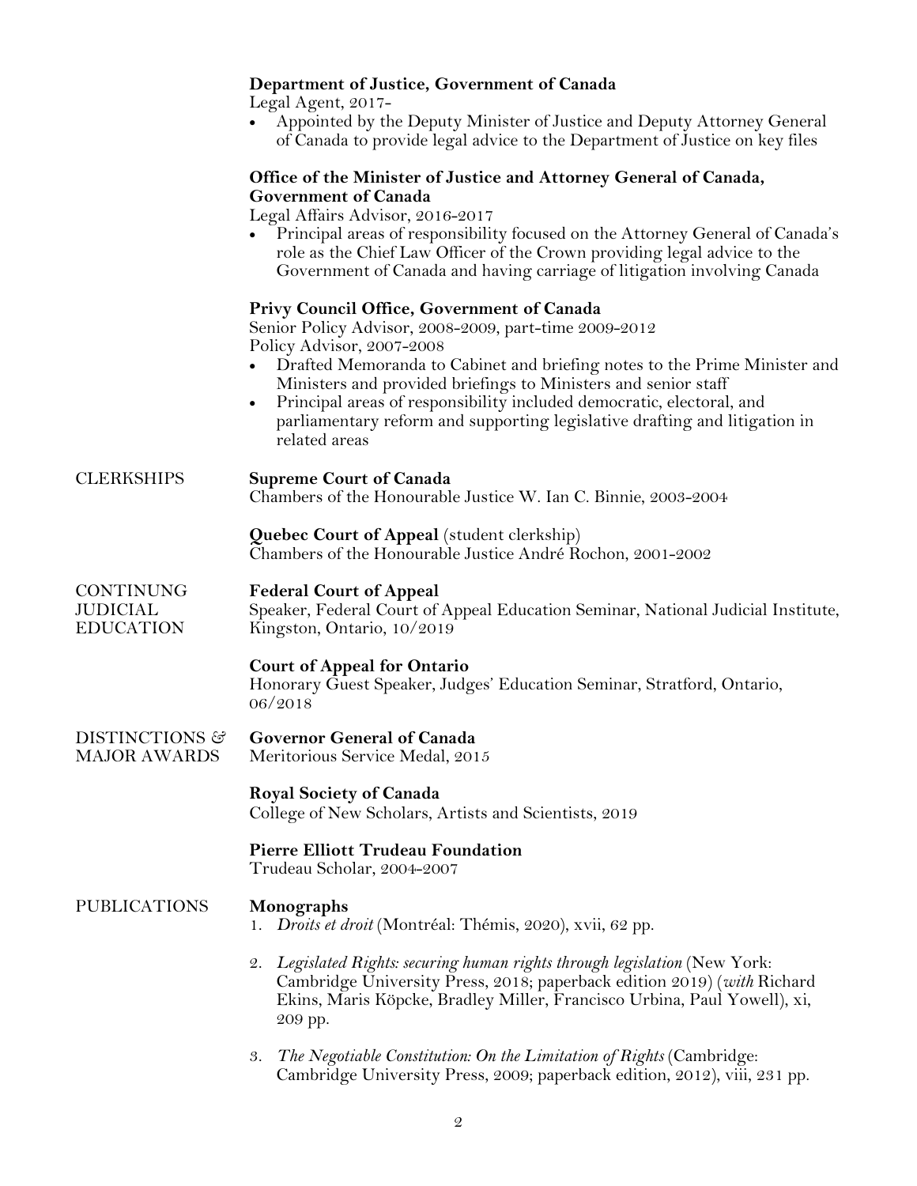**Department of Justice, Government of Canada**
Legal Agent, 2017-

- Appointed by the Deputy Minister of Justice and Deputy Attorney General of Canada to provide legal advice to the Department of Justice on key files

**Office of the Minister of Justice and Attorney General of Canada, Government of Canada**
Legal Affairs Advisor, 2016-2017

- Principal areas of responsibility focused on the Attorney General of Canada's role as the Chief Law Officer of the Crown providing legal advice to the Government of Canada and having carriage of litigation involving Canada

**Privy Council Office, Government of Canada**
Senior Policy Advisor, 2008-2009, part-time 2009-2012
Policy Advisor, 2007-2008

- Drafted Memoranda to Cabinet and briefing notes to the Prime Minister and Ministers and provided briefings to Ministers and senior staff
- Principal areas of responsibility included democratic, electoral, and parliamentary reform and supporting legislative drafting and litigation in related areas

## CLERKSHIPS

**Supreme Court of Canada**
Chambers of the Honourable Justice W. Ian C. Binnie, 2003-2004

**Quebec Court of Appeal** (student clerkship)
Chambers of the Honourable Justice André Rochon, 2001-2002

## CONTINUNG JUDICIAL EDUCATION

**Federal Court of Appeal**
Speaker, Federal Court of Appeal Education Seminar, National Judicial Institute, Kingston, Ontario, 10/2019

**Court of Appeal for Ontario**
Honorary Guest Speaker, Judges' Education Seminar, Stratford, Ontario, 06/2018

## DISTINCTIONS & MAJOR AWARDS

**Governor General of Canada**
Meritorious Service Medal, 2015

**Royal Society of Canada**
College of New Scholars, Artists and Scientists, 2019

**Pierre Elliott Trudeau Foundation**
Trudeau Scholar, 2004-2007

## PUBLICATIONS

**Monographs**

1. *Droits et droit* (Montréal: Thémis, 2020), xvii, 62 pp.
2. *Legislated Rights: securing human rights through legislation* (New York: Cambridge University Press, 2018; paperback edition 2019) (*with* Richard Ekins, Maris Köpcke, Bradley Miller, Francisco Urbina, Paul Yowell), xi, 209 pp.
3. *The Negotiable Constitution: On the Limitation of Rights* (Cambridge: Cambridge University Press, 2009; paperback edition, 2012), viii, 231 pp.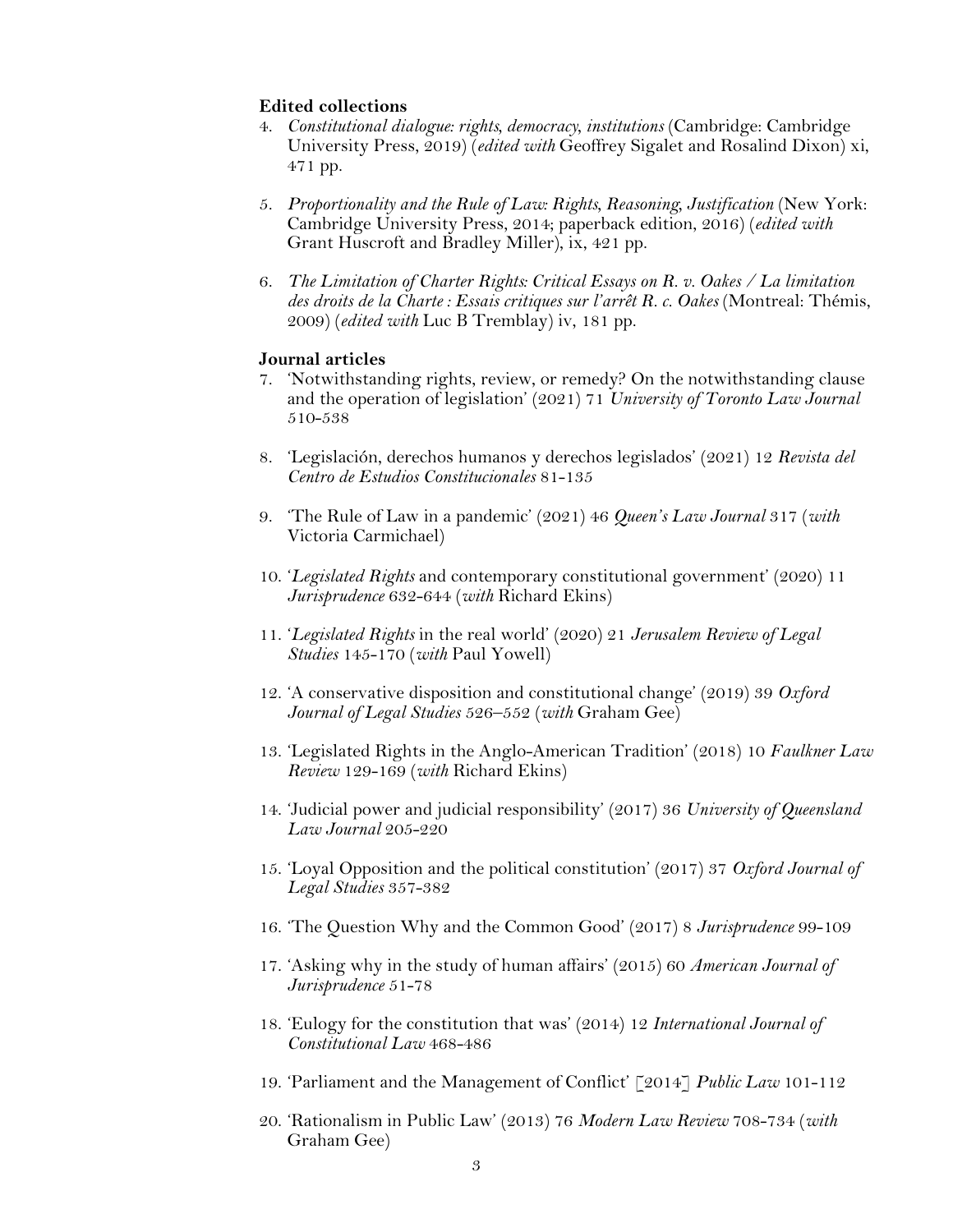**Edited collections**

4. *Constitutional dialogue: rights, democracy, institutions* (Cambridge: Cambridge University Press, 2019) (*edited with* Geoffrey Sigalet and Rosalind Dixon) xi, 471 pp.

5. *Proportionality and the Rule of Law: Rights, Reasoning, Justification* (New York: Cambridge University Press, 2014; paperback edition, 2016) (*edited with* Grant Huscroft and Bradley Miller), ix, 421 pp.

6. *The Limitation of Charter Rights: Critical Essays on R. v. Oakes / La limitation des droits de la Charte : Essais critiques sur l'arrêt R. c. Oakes* (Montreal: Thémis, 2009) (*edited with* Luc B Tremblay) iv, 181 pp.

**Journal articles**

7. 'Notwithstanding rights, review, or remedy? On the notwithstanding clause and the operation of legislation' (2021) 71 *University of Toronto Law Journal* 510-538

8. 'Legislación, derechos humanos y derechos legislados' (2021) 12 *Revista del Centro de Estudios Constitucionales* 81-135

9. 'The Rule of Law in a pandemic' (2021) 46 *Queen's Law Journal* 317 (*with* Victoria Carmichael)

10. '*Legislated Rights* and contemporary constitutional government' (2020) 11 *Jurisprudence* 632-644 (*with* Richard Ekins)

11. '*Legislated Rights* in the real world' (2020) 21 *Jerusalem Review of Legal Studies* 145-170 (*with* Paul Yowell)

12. 'A conservative disposition and constitutional change' (2019) 39 *Oxford Journal of Legal Studies* 526–552 (*with* Graham Gee)

13. 'Legislated Rights in the Anglo-American Tradition' (2018) 10 *Faulkner Law Review* 129-169 (*with* Richard Ekins)

14. 'Judicial power and judicial responsibility' (2017) 36 *University of Queensland Law Journal* 205-220

15. 'Loyal Opposition and the political constitution' (2017) 37 *Oxford Journal of Legal Studies* 357-382

16. 'The Question Why and the Common Good' (2017) 8 *Jurisprudence* 99-109

17. 'Asking why in the study of human affairs' (2015) 60 *American Journal of Jurisprudence* 51-78

18. 'Eulogy for the constitution that was' (2014) 12 *International Journal of Constitutional Law* 468-486

19. 'Parliament and the Management of Conflict' [2014] *Public Law* 101-112

20. 'Rationalism in Public Law' (2013) 76 *Modern Law Review* 708-734 (*with* Graham Gee)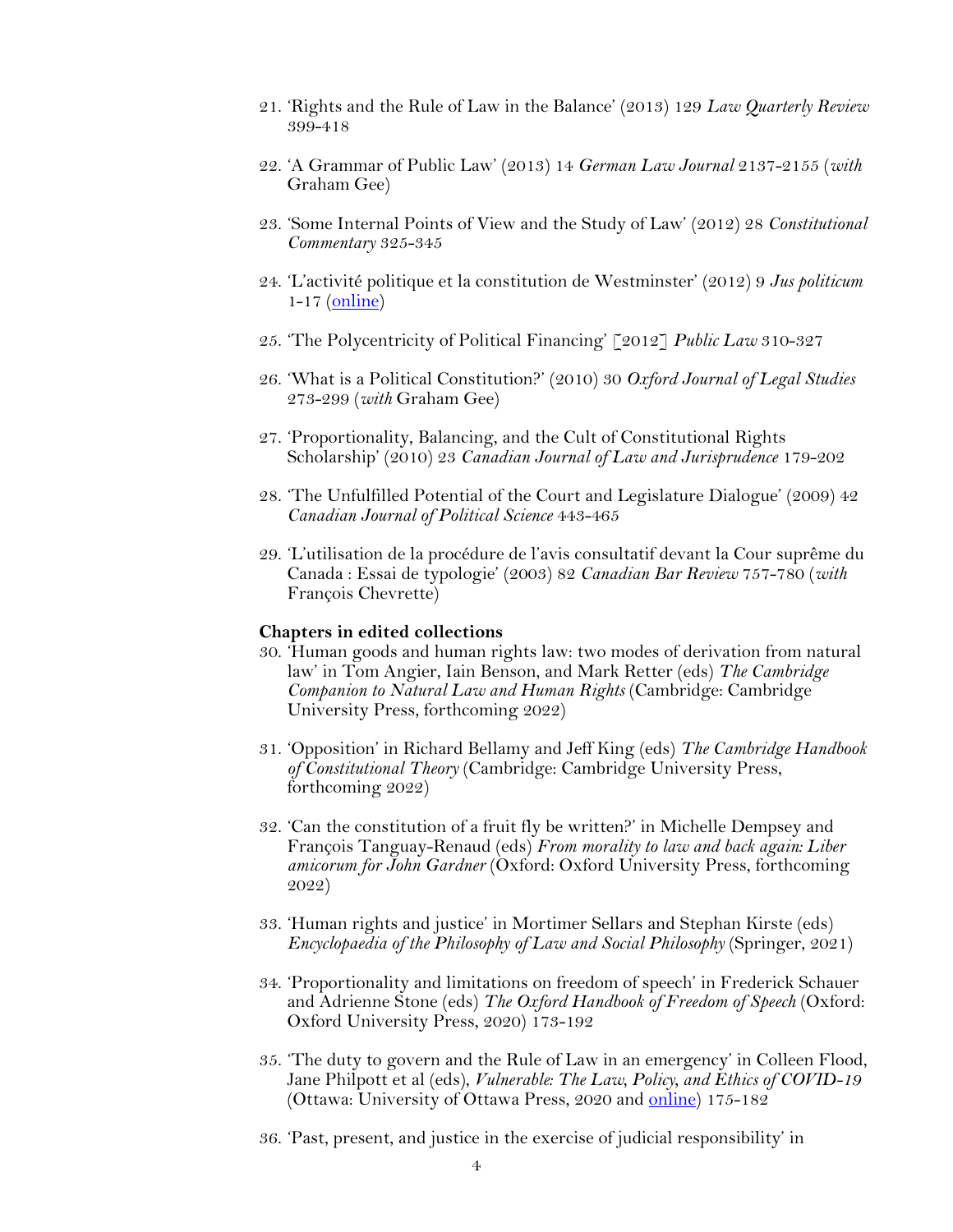21. 'Rights and the Rule of Law in the Balance' (2013) 129 *Law Quarterly Review* 399-418

22. 'A Grammar of Public Law' (2013) 14 *German Law Journal* 2137-2155 (*with* Graham Gee)

23. 'Some Internal Points of View and the Study of Law' (2012) 28 *Constitutional Commentary* 325-345

24. 'L'activité politique et la constitution de Westminster' (2012) 9 *Jus politicum* 1-17 (online)

25. 'The Polycentricity of Political Financing' [2012] *Public Law* 310-327

26. 'What is a Political Constitution?' (2010) 30 *Oxford Journal of Legal Studies* 273-299 (*with* Graham Gee)

27. 'Proportionality, Balancing, and the Cult of Constitutional Rights Scholarship' (2010) 23 *Canadian Journal of Law and Jurisprudence* 179-202

28. 'The Unfulfilled Potential of the Court and Legislature Dialogue' (2009) 42 *Canadian Journal of Political Science* 443-465

29. 'L'utilisation de la procédure de l'avis consultatif devant la Cour suprême du Canada : Essai de typologie' (2003) 82 *Canadian Bar Review* 757-780 (*with* François Chevrette)

**Chapters in edited collections**

30. 'Human goods and human rights law: two modes of derivation from natural law' in Tom Angier, Iain Benson, and Mark Retter (eds) *The Cambridge Companion to Natural Law and Human Rights* (Cambridge: Cambridge University Press, forthcoming 2022)

31. 'Opposition' in Richard Bellamy and Jeff King (eds) *The Cambridge Handbook of Constitutional Theory* (Cambridge: Cambridge University Press, forthcoming 2022)

32. 'Can the constitution of a fruit fly be written?' in Michelle Dempsey and François Tanguay-Renaud (eds) *From morality to law and back again: Liber amicorum for John Gardner* (Oxford: Oxford University Press, forthcoming 2022)

33. 'Human rights and justice' in Mortimer Sellars and Stephan Kirste (eds) *Encyclopaedia of the Philosophy of Law and Social Philosophy* (Springer, 2021)

34. 'Proportionality and limitations on freedom of speech' in Frederick Schauer and Adrienne Stone (eds) *The Oxford Handbook of Freedom of Speech* (Oxford: Oxford University Press, 2020) 173-192

35. 'The duty to govern and the Rule of Law in an emergency' in Colleen Flood, Jane Philpott et al (eds), *Vulnerable: The Law, Policy, and Ethics of COVID-19* (Ottawa: University of Ottawa Press, 2020 and online) 175-182

36. 'Past, present, and justice in the exercise of judicial responsibility' in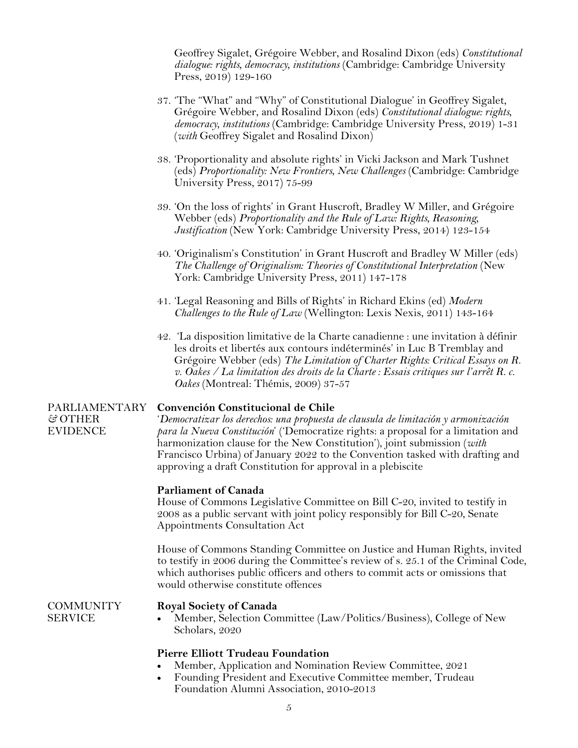Geoffrey Sigalet, Grégoire Webber, and Rosalind Dixon (eds) *Constitutional dialogue: rights, democracy, institutions* (Cambridge: Cambridge University Press, 2019) 129-160

37. 'The "What" and "Why" of Constitutional Dialogue' in Geoffrey Sigalet, Grégoire Webber, and Rosalind Dixon (eds) *Constitutional dialogue: rights, democracy, institutions* (Cambridge: Cambridge University Press, 2019) 1-31 (*with* Geoffrey Sigalet and Rosalind Dixon)

38. 'Proportionality and absolute rights' in Vicki Jackson and Mark Tushnet (eds) *Proportionality: New Frontiers, New Challenges* (Cambridge: Cambridge University Press, 2017) 75-99

39. 'On the loss of rights' in Grant Huscroft, Bradley W Miller, and Grégoire Webber (eds) *Proportionality and the Rule of Law: Rights, Reasoning, Justification* (New York: Cambridge University Press, 2014) 123-154

40. 'Originalism's Constitution' in Grant Huscroft and Bradley W Miller (eds) *The Challenge of Originalism: Theories of Constitutional Interpretation* (New York: Cambridge University Press, 2011) 147-178

41. 'Legal Reasoning and Bills of Rights' in Richard Ekins (ed) *Modern Challenges to the Rule of Law* (Wellington: Lexis Nexis, 2011) 143-164

42. 'La disposition limitative de la Charte canadienne : une invitation à définir les droits et libertés aux contours indéterminés' in Luc B Tremblay and Grégoire Webber (eds) *The Limitation of Charter Rights: Critical Essays on R. v. Oakes / La limitation des droits de la Charte : Essais critiques sur l'arrêt R. c. Oakes* (Montreal: Thémis, 2009) 37-57

## PARLIAMENTARY & OTHER EVIDENCE

**Convención Constitucional de Chile**

'*Democratizar los derechos: una propuesta de clausula de limitación y armonización para la Nueva Constitución*' ('Democratize rights: a proposal for a limitation and harmonization clause for the New Constitution'), joint submission (*with* Francisco Urbina) of January 2022 to the Convention tasked with drafting and approving a draft Constitution for approval in a plebiscite

**Parliament of Canada**

House of Commons Legislative Committee on Bill C-20, invited to testify in 2008 as a public servant with joint policy responsibly for Bill C-20, Senate Appointments Consultation Act

House of Commons Standing Committee on Justice and Human Rights, invited to testify in 2006 during the Committee's review of s. 25.1 of the Criminal Code, which authorises public officers and others to commit acts or omissions that would otherwise constitute offences

## COMMUNITY SERVICE

**Royal Society of Canada**

- Member, Selection Committee (Law/Politics/Business), College of New Scholars, 2020

**Pierre Elliott Trudeau Foundation**

- Member, Application and Nomination Review Committee, 2021
- Founding President and Executive Committee member, Trudeau Foundation Alumni Association, 2010-2013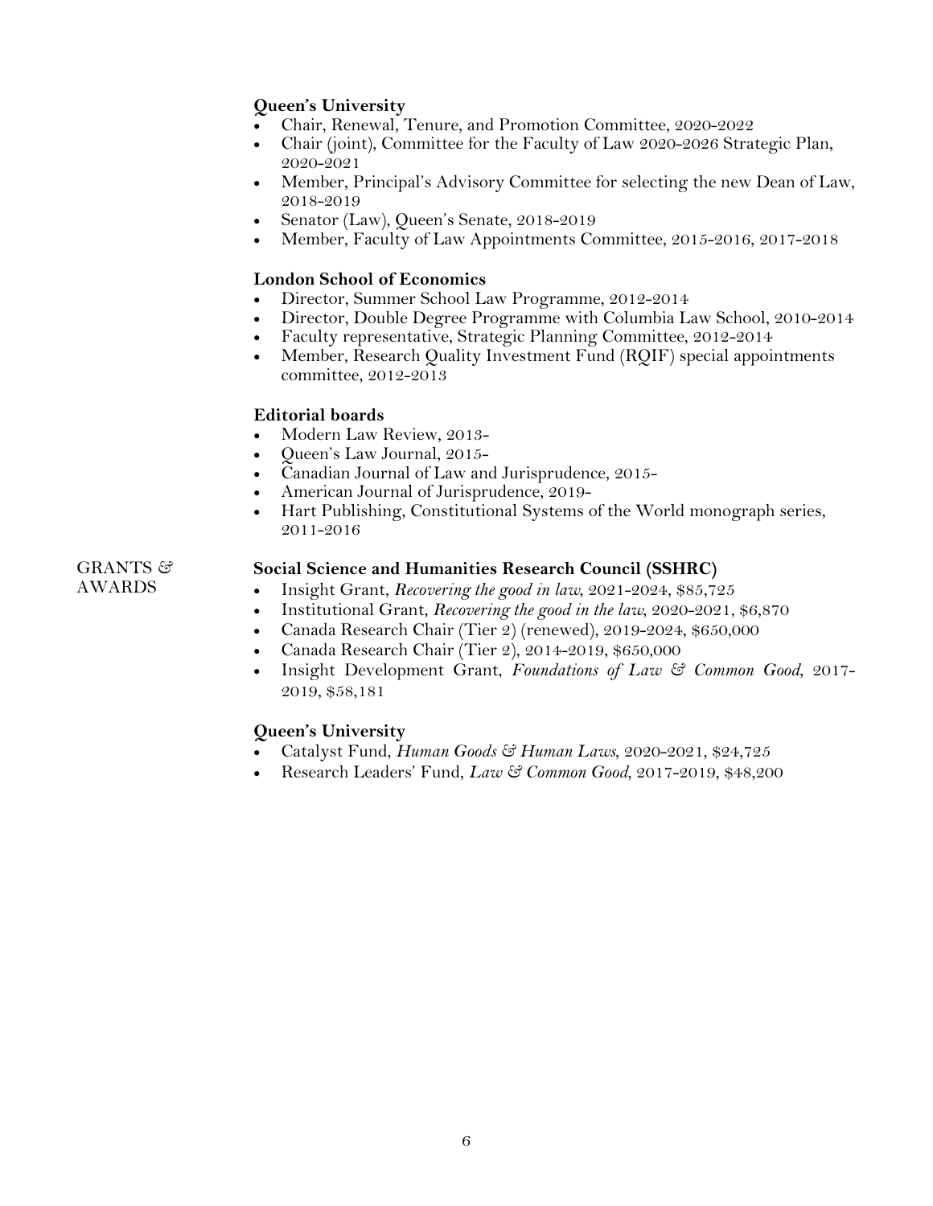**Queen's University**

- Chair, Renewal, Tenure, and Promotion Committee, 2020-2022
- Chair (joint), Committee for the Faculty of Law 2020-2026 Strategic Plan, 2020-2021
- Member, Principal's Advisory Committee for selecting the new Dean of Law, 2018-2019
- Senator (Law), Queen's Senate, 2018-2019
- Member, Faculty of Law Appointments Committee, 2015-2016, 2017-2018

**London School of Economics**

- Director, Summer School Law Programme, 2012-2014
- Director, Double Degree Programme with Columbia Law School, 2010-2014
- Faculty representative, Strategic Planning Committee, 2012-2014
- Member, Research Quality Investment Fund (RQIF) special appointments committee, 2012-2013

**Editorial boards**

- Modern Law Review, 2013-
- Queen's Law Journal, 2015-
- Canadian Journal of Law and Jurisprudence, 2015-
- American Journal of Jurisprudence, 2019-
- Hart Publishing, Constitutional Systems of the World monograph series, 2011-2016

## GRANTS & AWARDS

**Social Science and Humanities Research Council (SSHRC)**

- Insight Grant, *Recovering the good in law*, 2021-2024, $85,725
- Institutional Grant, *Recovering the good in the law*, 2020-2021, $6,870
- Canada Research Chair (Tier 2) (renewed), 2019-2024, $650,000
- Canada Research Chair (Tier 2), 2014-2019, $650,000
- Insight Development Grant, *Foundations of Law & Common Good*, 2017-2019, $58,181

**Queen's University**

- Catalyst Fund, *Human Goods & Human Laws*, 2020-2021, $24,725
- Research Leaders' Fund, *Law & Common Good*, 2017-2019, $48,200